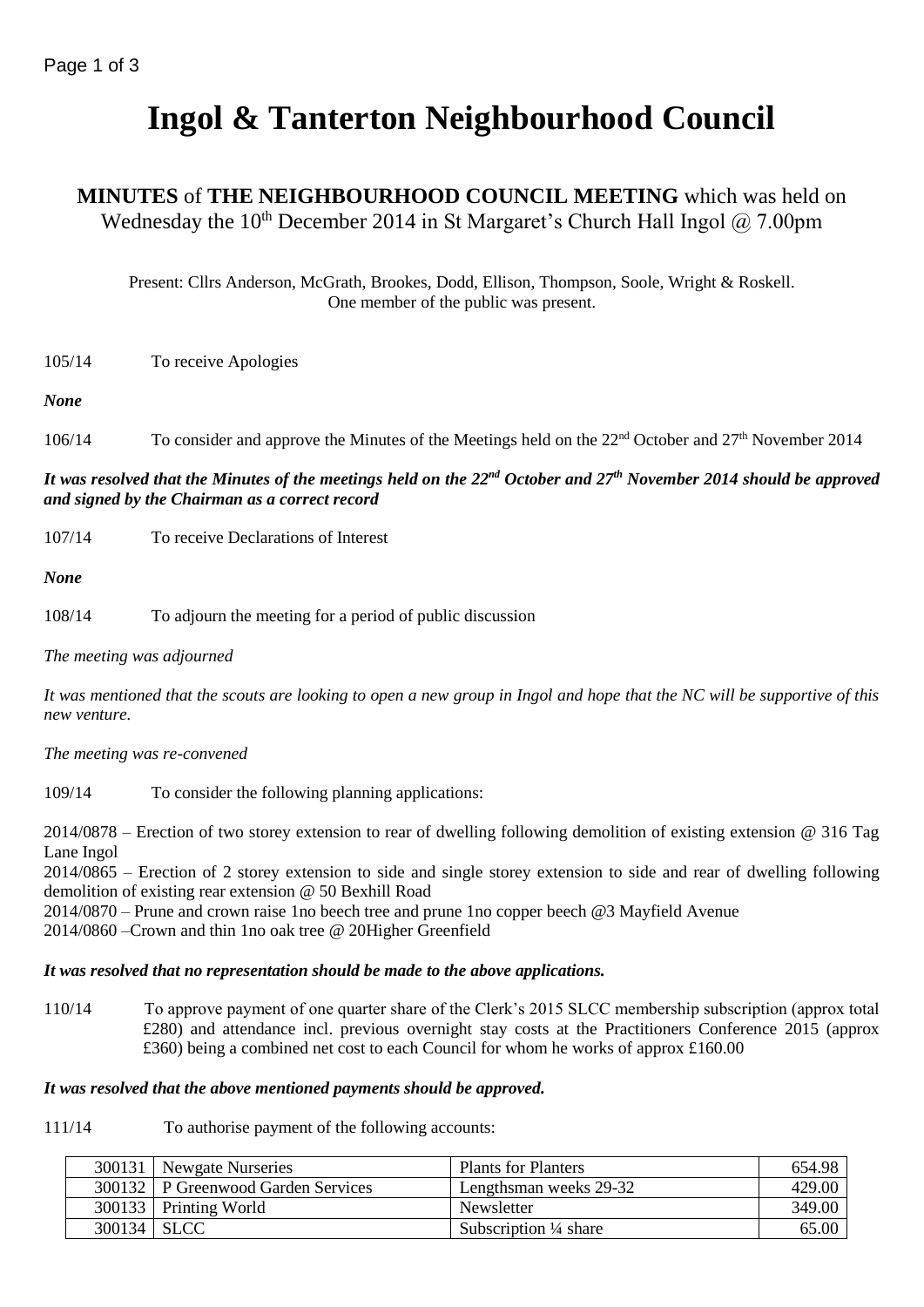# Ingol & Tanterton Neighbourhood Council

**MINUTES** of **THE NEIGHBOURHOOD COUNCIL MEETING** which was held on Wednesday the 10th December 2014 in St Margaret's Church Hall Ingol @ 7.00pm

Present: Cllrs Anderson, McGrath, Brookes, Dodd, Ellison, Thompson, Soole, Wright & Roskell.
One member of the public was present.

105/14 To receive Apologies

***None***

106/14 To consider and approve the Minutes of the Meetings held on the 22nd October and 27th November 2014

***It was resolved that the Minutes of the meetings held on the 22nd October and 27th November 2014 should be approved and signed by the Chairman as a correct record***

107/14 To receive Declarations of Interest

***None***

108/14 To adjourn the meeting for a period of public discussion

*The meeting was adjourned*

*It was mentioned that the scouts are looking to open a new group in Ingol and hope that the NC will be supportive of this new venture.*

*The meeting was re-convened*

109/14 To consider the following planning applications:

2014/0878 – Erection of two storey extension to rear of dwelling following demolition of existing extension @ 316 Tag Lane Ingol
2014/0865 – Erection of 2 storey extension to side and single storey extension to side and rear of dwelling following demolition of existing rear extension @ 50 Bexhill Road
2014/0870 – Prune and crown raise 1no beech tree and prune 1no copper beech @3 Mayfield Avenue
2014/0860 –Crown and thin 1no oak tree @ 20Higher Greenfield

***It was resolved that no representation should be made to the above applications.***

110/14 To approve payment of one quarter share of the Clerk's 2015 SLCC membership subscription (approx total £280) and attendance incl. previous overnight stay costs at the Practitioners Conference 2015 (approx £360) being a combined net cost to each Council for whom he works of approx £160.00

***It was resolved that the above mentioned payments should be approved.***

111/14 To authorise payment of the following accounts:

| | | | |
|---|---|---|---|
| 300131 | Newgate Nurseries | Plants for Planters | 654.98 |
| 300132 | P Greenwood Garden Services | Lengthsman weeks 29-32 | 429.00 |
| 300133 | Printing World | Newsletter | 349.00 |
| 300134 | SLCC | Subscription ¼ share | 65.00 |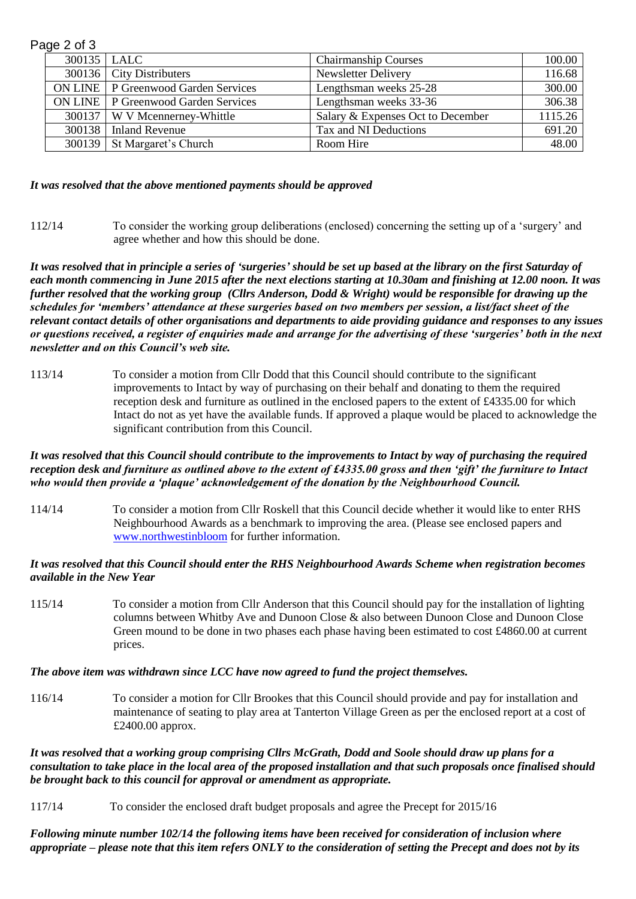| 300135 | LALC | Chairmanship Courses | 100.00 |
|---|---|---|---|
| 300136 | City Distributers | Newsletter Delivery | 116.68 |
| ON LINE | P Greenwood Garden Services | Lengthsman weeks 25-28 | 300.00 |
| ON LINE | P Greenwood Garden Services | Lengthsman weeks 33-36 | 306.38 |
| 300137 | W V Mcennerney-Whittle | Salary & Expenses Oct to December | 1115.26 |
| 300138 | Inland Revenue | Tax and NI Deductions | 691.20 |
| 300139 | St Margaret's Church | Room Hire | 48.00 |

***It was resolved that the above mentioned payments should be approved***

112/14 To consider the working group deliberations (enclosed) concerning the setting up of a 'surgery' and agree whether and how this should be done.

***It was resolved that in principle a series of 'surgeries' should be set up based at the library on the first Saturday of each month commencing in June 2015 after the next elections starting at 10.30am and finishing at 12.00 noon. It was further resolved that the working group (Cllrs Anderson, Dodd & Wright) would be responsible for drawing up the schedules for 'members' attendance at these surgeries based on two members per session, a list/fact sheet of the relevant contact details of other organisations and departments to aide providing guidance and responses to any issues or questions received, a register of enquiries made and arrange for the advertising of these 'surgeries' both in the next newsletter and on this Council's web site.***

113/14 To consider a motion from Cllr Dodd that this Council should contribute to the significant improvements to Intact by way of purchasing on their behalf and donating to them the required reception desk and furniture as outlined in the enclosed papers to the extent of £4335.00 for which Intact do not as yet have the available funds. If approved a plaque would be placed to acknowledge the significant contribution from this Council.

***It was resolved that this Council should contribute to the improvements to Intact by way of purchasing the required reception desk and furniture as outlined above to the extent of £4335.00 gross and then 'gift' the furniture to Intact who would then provide a 'plaque' acknowledgement of the donation by the Neighbourhood Council.***

114/14 To consider a motion from Cllr Roskell that this Council decide whether it would like to enter RHS Neighbourhood Awards as a benchmark to improving the area. (Please see enclosed papers and www.northwestinbloom for further information.

***It was resolved that this Council should enter the RHS Neighbourhood Awards Scheme when registration becomes available in the New Year***

115/14 To consider a motion from Cllr Anderson that this Council should pay for the installation of lighting columns between Whitby Ave and Dunoon Close & also between Dunoon Close and Dunoon Close Green mound to be done in two phases each phase having been estimated to cost £4860.00 at current prices.

***The above item was withdrawn since LCC have now agreed to fund the project themselves.***

116/14 To consider a motion for Cllr Brookes that this Council should provide and pay for installation and maintenance of seating to play area at Tanterton Village Green as per the enclosed report at a cost of £2400.00 approx.

***It was resolved that a working group comprising Cllrs McGrath, Dodd and Soole should draw up plans for a consultation to take place in the local area of the proposed installation and that such proposals once finalised should be brought back to this council for approval or amendment as appropriate.***

117/14 To consider the enclosed draft budget proposals and agree the Precept for 2015/16

***Following minute number 102/14 the following items have been received for consideration of inclusion where appropriate – please note that this item refers ONLY to the consideration of setting the Precept and does not by its***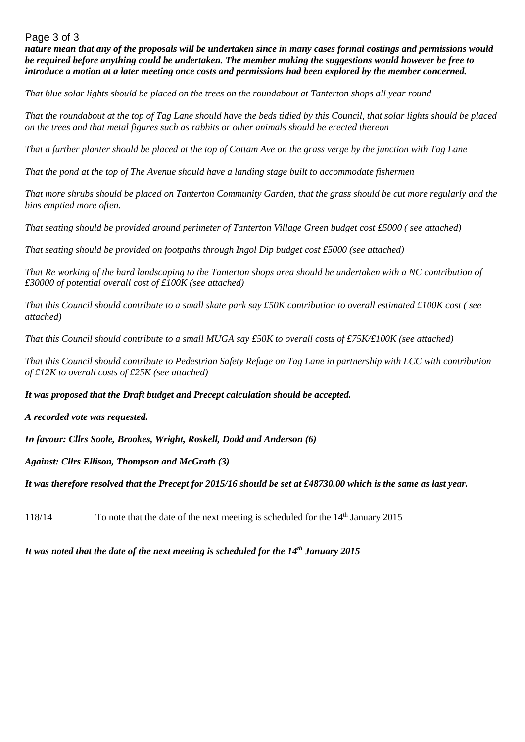***nature mean that any of the proposals will be undertaken since in many cases formal costings and permissions would be required before anything could be undertaken. The member making the suggestions would however be free to introduce a motion at a later meeting once costs and permissions had been explored by the member concerned.***

*That blue solar lights should be placed on the trees on the roundabout at Tanterton shops all year round*

*That the roundabout at the top of Tag Lane should have the beds tidied by this Council, that solar lights should be placed on the trees and that metal figures such as rabbits or other animals should be erected thereon*

*That a further planter should be placed at the top of Cottam Ave on the grass verge by the junction with Tag Lane*

*That the pond at the top of The Avenue should have a landing stage built to accommodate fishermen*

*That more shrubs should be placed on Tanterton Community Garden, that the grass should be cut more regularly and the bins emptied more often.*

*That seating should be provided around perimeter of Tanterton Village Green budget cost £5000 ( see attached)*

*That seating should be provided on footpaths through Ingol Dip budget cost £5000 (see attached)*

*That Re working of the hard landscaping to the Tanterton shops area should be undertaken with a NC contribution of £30000 of potential overall cost of £100K (see attached)*

*That this Council should contribute to a small skate park say £50K contribution to overall estimated £100K cost ( see attached)*

*That this Council should contribute to a small MUGA say £50K to overall costs of £75K/£100K (see attached)*

*That this Council should contribute to Pedestrian Safety Refuge on Tag Lane in partnership with LCC with contribution of £12K to overall costs of £25K (see attached)*

***It was proposed that the Draft budget and Precept calculation should be accepted.***

***A recorded vote was requested.***

***In favour: Cllrs Soole, Brookes, Wright, Roskell, Dodd and Anderson (6)***

***Against: Cllrs Ellison, Thompson and McGrath (3)***

***It was therefore resolved that the Precept for 2015/16 should be set at £48730.00 which is the same as last year.***

118/14 To note that the date of the next meeting is scheduled for the 14th January 2015

***It was noted that the date of the next meeting is scheduled for the 14th January 2015***